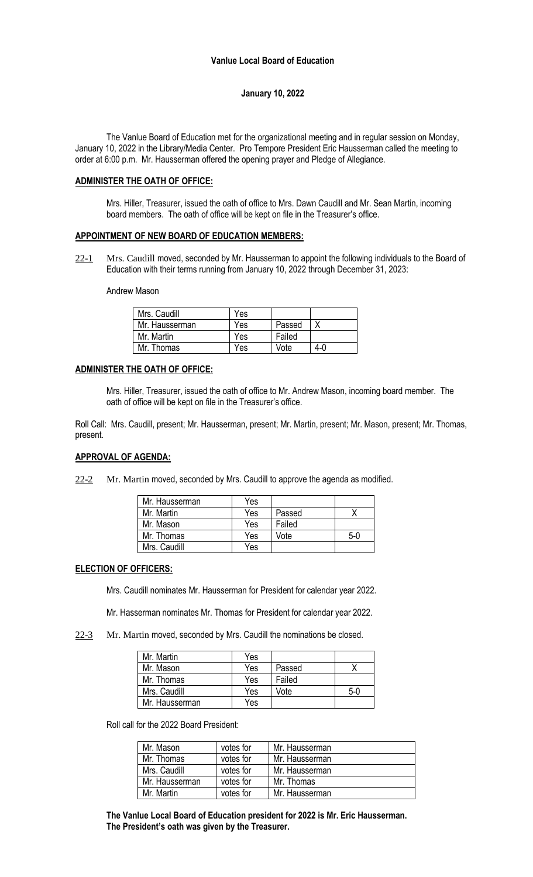# Vanlue Local Board of Education

## January 10, 2022

The Vanlue Board of Education met for the organizational meeting and in regular session on Monday, January 10, 2022 in the Library/Media Center. Pro Tempore President Eric Hausserman called the meeting to order at 6:00 p.m. Mr. Hausserman offered the opening prayer and Pledge of Allegiance.

### ADMINISTER THE OATH OF OFFICE:

Mrs. Hiller, Treasurer, issued the oath of office to Mrs. Dawn Caudill and Mr. Sean Martin, incoming board members. The oath of office will be kept on file in the Treasurer's office.

### APPOINTMENT OF NEW BOARD OF EDUCATION MEMBERS:

22-1 Mrs. Caudill moved, seconded by Mr. Hausserman to appoint the following individuals to the Board of Education with their terms running from January 10, 2022 through December 31, 2023:

Andrew Mason

| | | | |
|---|---|---|---|
| Mrs. Caudill | Yes | | |
| Mr. Hausserman | Yes | Passed | X |
| Mr. Martin | Yes | Failed | |
| Mr. Thomas | Yes | Vote | 4-0 |

### ADMINISTER THE OATH OF OFFICE:

Mrs. Hiller, Treasurer, issued the oath of office to Mr. Andrew Mason, incoming board member. The oath of office will be kept on file in the Treasurer's office.

Roll Call: Mrs. Caudill, present; Mr. Hausserman, present; Mr. Martin, present; Mr. Mason, present; Mr. Thomas, present.

### APPROVAL OF AGENDA:

22-2 Mr. Martin moved, seconded by Mrs. Caudill to approve the agenda as modified.

| | | | |
|---|---|---|---|
| Mr. Hausserman | Yes | | |
| Mr. Martin | Yes | Passed | X |
| Mr. Mason | Yes | Failed | |
| Mr. Thomas | Yes | Vote | 5-0 |
| Mrs. Caudill | Yes | | |

### ELECTION OF OFFICERS:

Mrs. Caudill nominates Mr. Hausserman for President for calendar year 2022.

Mr. Hasserman nominates Mr. Thomas for President for calendar year 2022.

22-3 Mr. Martin moved, seconded by Mrs. Caudill the nominations be closed.

| | | | |
|---|---|---|---|
| Mr. Martin | Yes | | |
| Mr. Mason | Yes | Passed | X |
| Mr. Thomas | Yes | Failed | |
| Mrs. Caudill | Yes | Vote | 5-0 |
| Mr. Hausserman | Yes | | |

Roll call for the 2022 Board President:

| | | |
|---|---|---|
| Mr. Mason | votes for | Mr. Hausserman |
| Mr. Thomas | votes for | Mr. Hausserman |
| Mrs. Caudill | votes for | Mr. Hausserman |
| Mr. Hausserman | votes for | Mr. Thomas |
| Mr. Martin | votes for | Mr. Hausserman |

**The Vanlue Local Board of Education president for 2022 is Mr. Eric Hausserman.**
**The President's oath was given by the Treasurer.**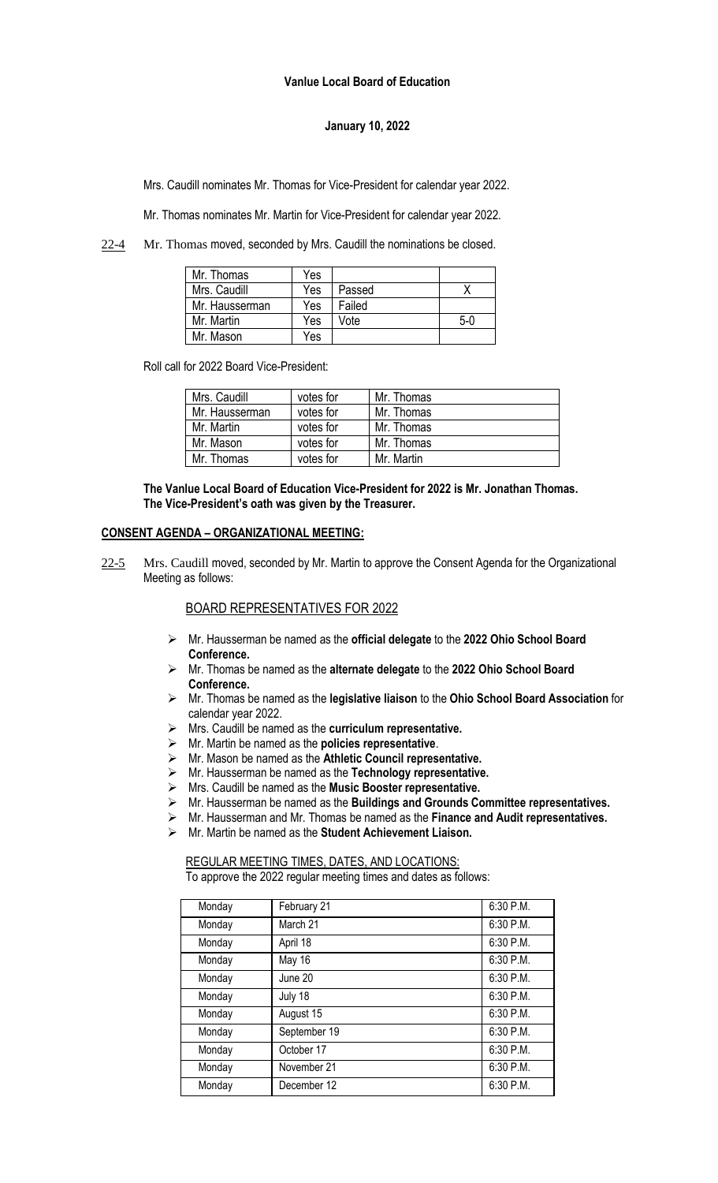**Vanlue Local Board of Education**

**January 10, 2022**

Mrs. Caudill nominates Mr. Thomas for Vice-President for calendar year 2022.

Mr. Thomas nominates Mr. Martin for Vice-President for calendar year 2022.

22-4 Mr. Thomas moved, seconded by Mrs. Caudill the nominations be closed.

| Mr. Thomas | Yes | | |
|---|---|---|---|
| Mrs. Caudill | Yes | Passed | X |
| Mr. Hausserman | Yes | Failed | |
| Mr. Martin | Yes | Vote | 5-0 |
| Mr. Mason | Yes | | |

Roll call for 2022 Board Vice-President:

| Mrs. Caudill | votes for | Mr. Thomas |
|---|---|---|
| Mr. Hausserman | votes for | Mr. Thomas |
| Mr. Martin | votes for | Mr. Thomas |
| Mr. Mason | votes for | Mr. Thomas |
| Mr. Thomas | votes for | Mr. Martin |

**The Vanlue Local Board of Education Vice-President for 2022 is Mr. Jonathan Thomas.**
**The Vice-President's oath was given by the Treasurer.**

**CONSENT AGENDA – ORGANIZATIONAL MEETING:**

22-5 Mrs. Caudill moved, seconded by Mr. Martin to approve the Consent Agenda for the Organizational Meeting as follows:

BOARD REPRESENTATIVES FOR 2022

- Mr. Hausserman be named as the **official delegate** to the **2022 Ohio School Board Conference.**
- Mr. Thomas be named as the **alternate delegate** to the **2022 Ohio School Board Conference.**
- Mr. Thomas be named as the **legislative liaison** to the **Ohio School Board Association** for calendar year 2022.
- Mrs. Caudill be named as the **curriculum representative.**
- Mr. Martin be named as the **policies representative**.
- Mr. Mason be named as the **Athletic Council representative.**
- Mr. Hausserman be named as the **Technology representative.**
- Mrs. Caudill be named as the **Music Booster representative.**
- Mr. Hausserman be named as the **Buildings and Grounds Committee representatives.**
- Mr. Hausserman and Mr. Thomas be named as the **Finance and Audit representatives.**
- Mr. Martin be named as the **Student Achievement Liaison.**

REGULAR MEETING TIMES, DATES, AND LOCATIONS:
To approve the 2022 regular meeting times and dates as follows:

| Monday | February 21 | 6:30 P.M. |
|---|---|---|
| Monday | March 21 | 6:30 P.M. |
| Monday | April 18 | 6:30 P.M. |
| Monday | May 16 | 6:30 P.M. |
| Monday | June 20 | 6:30 P.M. |
| Monday | July 18 | 6:30 P.M. |
| Monday | August 15 | 6:30 P.M. |
| Monday | September 19 | 6:30 P.M. |
| Monday | October 17 | 6:30 P.M. |
| Monday | November 21 | 6:30 P.M. |
| Monday | December 12 | 6:30 P.M. |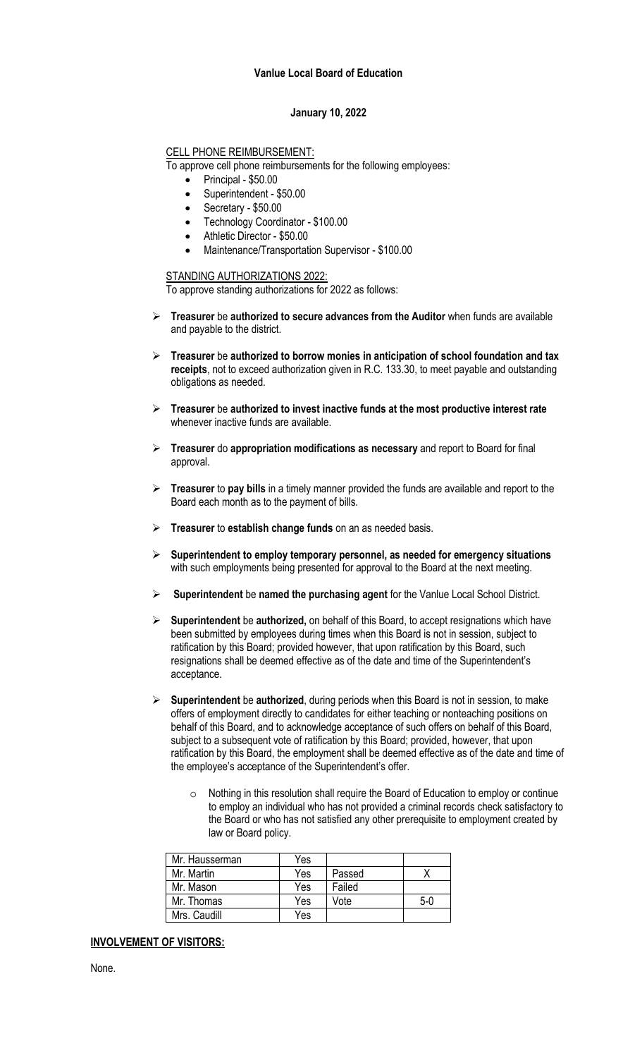**Vanlue Local Board of Education**

**January 10, 2022**

CELL PHONE REIMBURSEMENT:

To approve cell phone reimbursements for the following employees:

- Principal - $50.00
- Superintendent - $50.00
- Secretary - $50.00
- Technology Coordinator - $100.00
- Athletic Director - $50.00
- Maintenance/Transportation Supervisor - $100.00

STANDING AUTHORIZATIONS 2022:

To approve standing authorizations for 2022 as follows:

- **Treasurer** be **authorized to secure advances from the Auditor** when funds are available and payable to the district.
- **Treasurer** be **authorized to borrow monies in anticipation of school foundation and tax receipts**, not to exceed authorization given in R.C. 133.30, to meet payable and outstanding obligations as needed.
- **Treasurer** be **authorized to invest inactive funds at the most productive interest rate** whenever inactive funds are available.
- **Treasurer** do **appropriation modifications as necessary** and report to Board for final approval.
- **Treasurer** to **pay bills** in a timely manner provided the funds are available and report to the Board each month as to the payment of bills.
- **Treasurer** to **establish change funds** on an as needed basis.
- **Superintendent to employ temporary personnel, as needed for emergency situations** with such employments being presented for approval to the Board at the next meeting.
- **Superintendent** be **named the purchasing agent** for the Vanlue Local School District.
- **Superintendent** be **authorized,** on behalf of this Board, to accept resignations which have been submitted by employees during times when this Board is not in session, subject to ratification by this Board; provided however, that upon ratification by this Board, such resignations shall be deemed effective as of the date and time of the Superintendent's acceptance.
- **Superintendent** be **authorized**, during periods when this Board is not in session, to make offers of employment directly to candidates for either teaching or nonteaching positions on behalf of this Board, and to acknowledge acceptance of such offers on behalf of this Board, subject to a subsequent vote of ratification by this Board; provided, however, that upon ratification by this Board, the employment shall be deemed effective as of the date and time of the employee's acceptance of the Superintendent's offer.
    - Nothing in this resolution shall require the Board of Education to employ or continue to employ an individual who has not provided a criminal records check satisfactory to the Board or who has not satisfied any other prerequisite to employment created by law or Board policy.

| Mr. Hausserman | Yes | | |
|---|---|---|---|
| Mr. Martin | Yes | Passed | X |
| Mr. Mason | Yes | Failed | |
| Mr. Thomas | Yes | Vote | 5-0 |
| Mrs. Caudill | Yes | | |

**INVOLVEMENT OF VISITORS:**

None.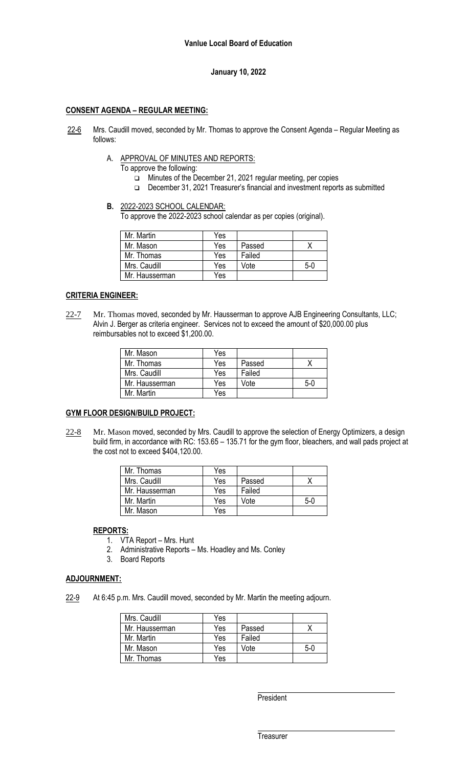**Vanlue Local Board of Education**

**January 10, 2022**

**CONSENT AGENDA – REGULAR MEETING:**

22-6 Mrs. Caudill moved, seconded by Mr. Thomas to approve the Consent Agenda – Regular Meeting as follows:

A. APPROVAL OF MINUTES AND REPORTS:
To approve the following:
- Minutes of the December 21, 2021 regular meeting, per copies
- December 31, 2021 Treasurer's financial and investment reports as submitted

**B.** 2022-2023 SCHOOL CALENDAR:
To approve the 2022-2023 school calendar as per copies (original).

| | | | |
|---|---|---|---|
| Mr. Martin | Yes | | |
| Mr. Mason | Yes | Passed | X |
| Mr. Thomas | Yes | Failed | |
| Mrs. Caudill | Yes | Vote | 5-0 |
| Mr. Hausserman | Yes | | |

**CRITERIA ENGINEER:**

22-7 Mr. Thomas moved, seconded by Mr. Hausserman to approve AJB Engineering Consultants, LLC; Alvin J. Berger as criteria engineer. Services not to exceed the amount of $20,000.00 plus reimbursables not to exceed $1,200.00.

| | | | |
|---|---|---|---|
| Mr. Mason | Yes | | |
| Mr. Thomas | Yes | Passed | X |
| Mrs. Caudill | Yes | Failed | |
| Mr. Hausserman | Yes | Vote | 5-0 |
| Mr. Martin | Yes | | |

**GYM FLOOR DESIGN/BUILD PROJECT:**

22-8 Mr. Mason moved, seconded by Mrs. Caudill to approve the selection of Energy Optimizers, a design build firm, in accordance with RC: 153.65 – 135.71 for the gym floor, bleachers, and wall pads project at the cost not to exceed $404,120.00.

| | | | |
|---|---|---|---|
| Mr. Thomas | Yes | | |
| Mrs. Caudill | Yes | Passed | X |
| Mr. Hausserman | Yes | Failed | |
| Mr. Martin | Yes | Vote | 5-0 |
| Mr. Mason | Yes | | |

**REPORTS:**
1. VTA Report – Mrs. Hunt
2. Administrative Reports – Ms. Hoadley and Ms. Conley
3. Board Reports

**ADJOURNMENT:**

22-9 At 6:45 p.m. Mrs. Caudill moved, seconded by Mr. Martin the meeting adjourn.

| | | | |
|---|---|---|---|
| Mrs. Caudill | Yes | | |
| Mr. Hausserman | Yes | Passed | X |
| Mr. Martin | Yes | Failed | |
| Mr. Mason | Yes | Vote | 5-0 |
| Mr. Thomas | Yes | | |

President

Treasurer